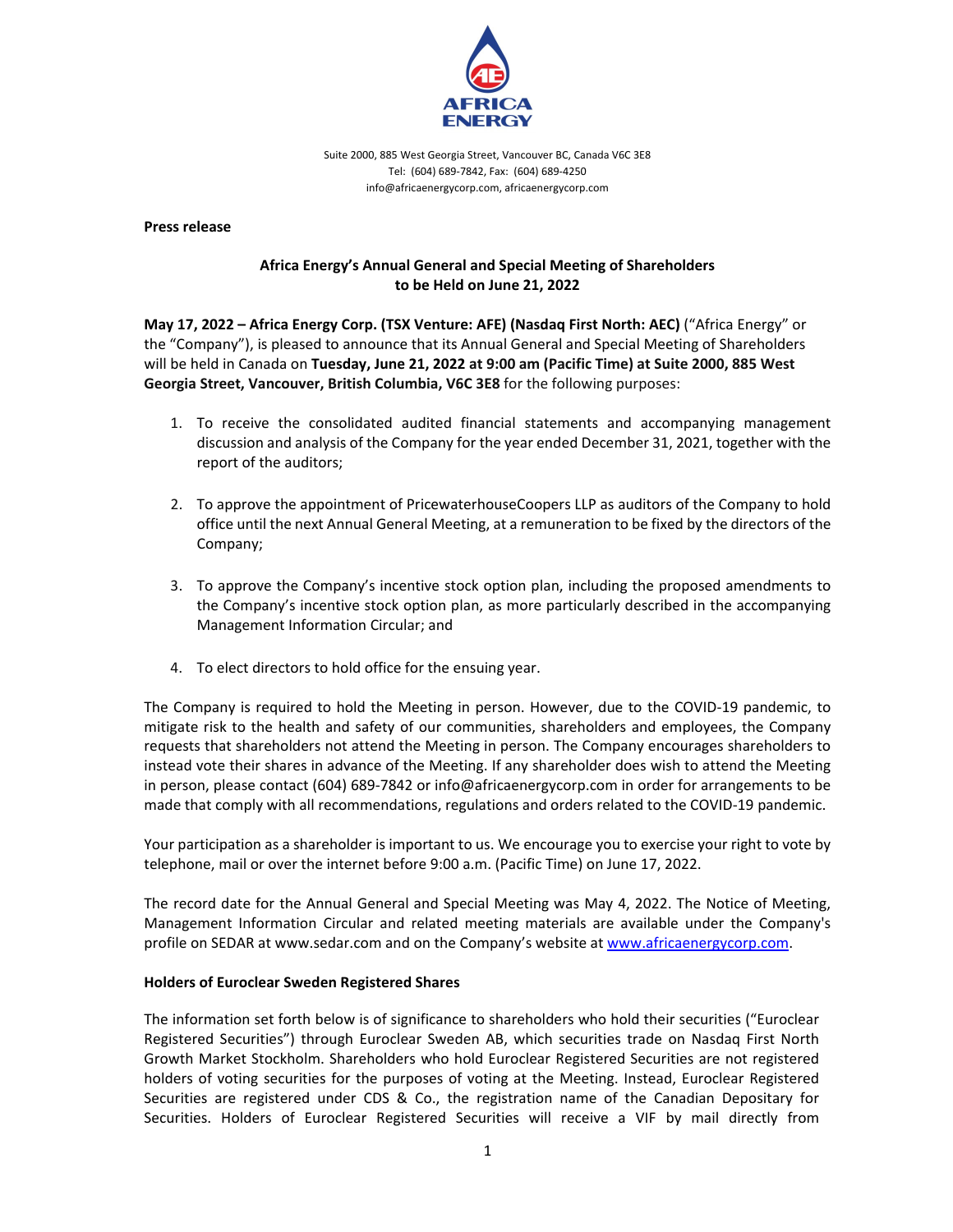AFRICA ENERGY

Suite 2000, 885 West Georgia Street, Vancouver BC, Canada V6C 3E8
Tel: (604) 689-7842, Fax: (604) 689-4250
info@africaenergycorp.com, africaenergycorp.com

**Press release**

## Africa Energy's Annual General and Special Meeting of Shareholders to be Held on June 21, 2022

**May 17, 2022 – Africa Energy Corp. (TSX Venture: AFE) (Nasdaq First North: AEC)** ("Africa Energy" or the "Company"), is pleased to announce that its Annual General and Special Meeting of Shareholders will be held in Canada on **Tuesday, June 21, 2022 at 9:00 am (Pacific Time) at Suite 2000, 885 West Georgia Street, Vancouver, British Columbia, V6C 3E8** for the following purposes:

1. To receive the consolidated audited financial statements and accompanying management discussion and analysis of the Company for the year ended December 31, 2021, together with the report of the auditors;

2. To approve the appointment of PricewaterhouseCoopers LLP as auditors of the Company to hold office until the next Annual General Meeting, at a remuneration to be fixed by the directors of the Company;

3. To approve the Company's incentive stock option plan, including the proposed amendments to the Company's incentive stock option plan, as more particularly described in the accompanying Management Information Circular; and

4. To elect directors to hold office for the ensuing year.

The Company is required to hold the Meeting in person. However, due to the COVID-19 pandemic, to mitigate risk to the health and safety of our communities, shareholders and employees, the Company requests that shareholders not attend the Meeting in person. The Company encourages shareholders to instead vote their shares in advance of the Meeting. If any shareholder does wish to attend the Meeting in person, please contact (604) 689-7842 or info@africaenergycorp.com in order for arrangements to be made that comply with all recommendations, regulations and orders related to the COVID-19 pandemic.

Your participation as a shareholder is important to us. We encourage you to exercise your right to vote by telephone, mail or over the internet before 9:00 a.m. (Pacific Time) on June 17, 2022.

The record date for the Annual General and Special Meeting was May 4, 2022. The Notice of Meeting, Management Information Circular and related meeting materials are available under the Company's profile on SEDAR at www.sedar.com and on the Company's website at www.africaenergycorp.com.

### Holders of Euroclear Sweden Registered Shares

The information set forth below is of significance to shareholders who hold their securities ("Euroclear Registered Securities") through Euroclear Sweden AB, which securities trade on Nasdaq First North Growth Market Stockholm. Shareholders who hold Euroclear Registered Securities are not registered holders of voting securities for the purposes of voting at the Meeting. Instead, Euroclear Registered Securities are registered under CDS & Co., the registration name of the Canadian Depositary for Securities. Holders of Euroclear Registered Securities will receive a VIF by mail directly from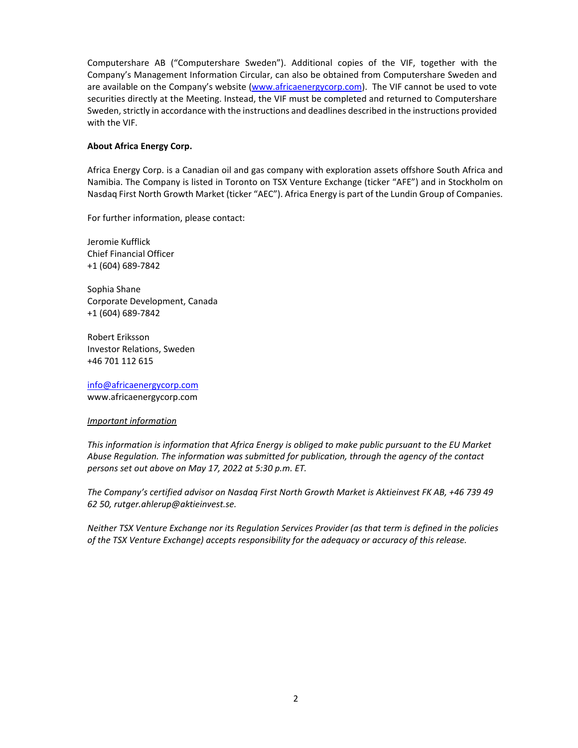Computershare AB ("Computershare Sweden"). Additional copies of the VIF, together with the Company's Management Information Circular, can also be obtained from Computershare Sweden and are available on the Company's website (www.africaenergycorp.com). The VIF cannot be used to vote securities directly at the Meeting. Instead, the VIF must be completed and returned to Computershare Sweden, strictly in accordance with the instructions and deadlines described in the instructions provided with the VIF.

**About Africa Energy Corp.**

Africa Energy Corp. is a Canadian oil and gas company with exploration assets offshore South Africa and Namibia. The Company is listed in Toronto on TSX Venture Exchange (ticker "AFE") and in Stockholm on Nasdaq First North Growth Market (ticker "AEC"). Africa Energy is part of the Lundin Group of Companies.

For further information, please contact:

Jeromie Kufflick
Chief Financial Officer
+1 (604) 689-7842

Sophia Shane
Corporate Development, Canada
+1 (604) 689-7842

Robert Eriksson
Investor Relations, Sweden
+46 701 112 615

info@africaenergycorp.com
www.africaenergycorp.com

*Important information*

*This information is information that Africa Energy is obliged to make public pursuant to the EU Market Abuse Regulation. The information was submitted for publication, through the agency of the contact persons set out above on May 17, 2022 at 5:30 p.m. ET.*

*The Company's certified advisor on Nasdaq First North Growth Market is Aktieinvest FK AB, +46 739 49 62 50, rutger.ahlerup@aktieinvest.se.*

*Neither TSX Venture Exchange nor its Regulation Services Provider (as that term is defined in the policies of the TSX Venture Exchange) accepts responsibility for the adequacy or accuracy of this release.*